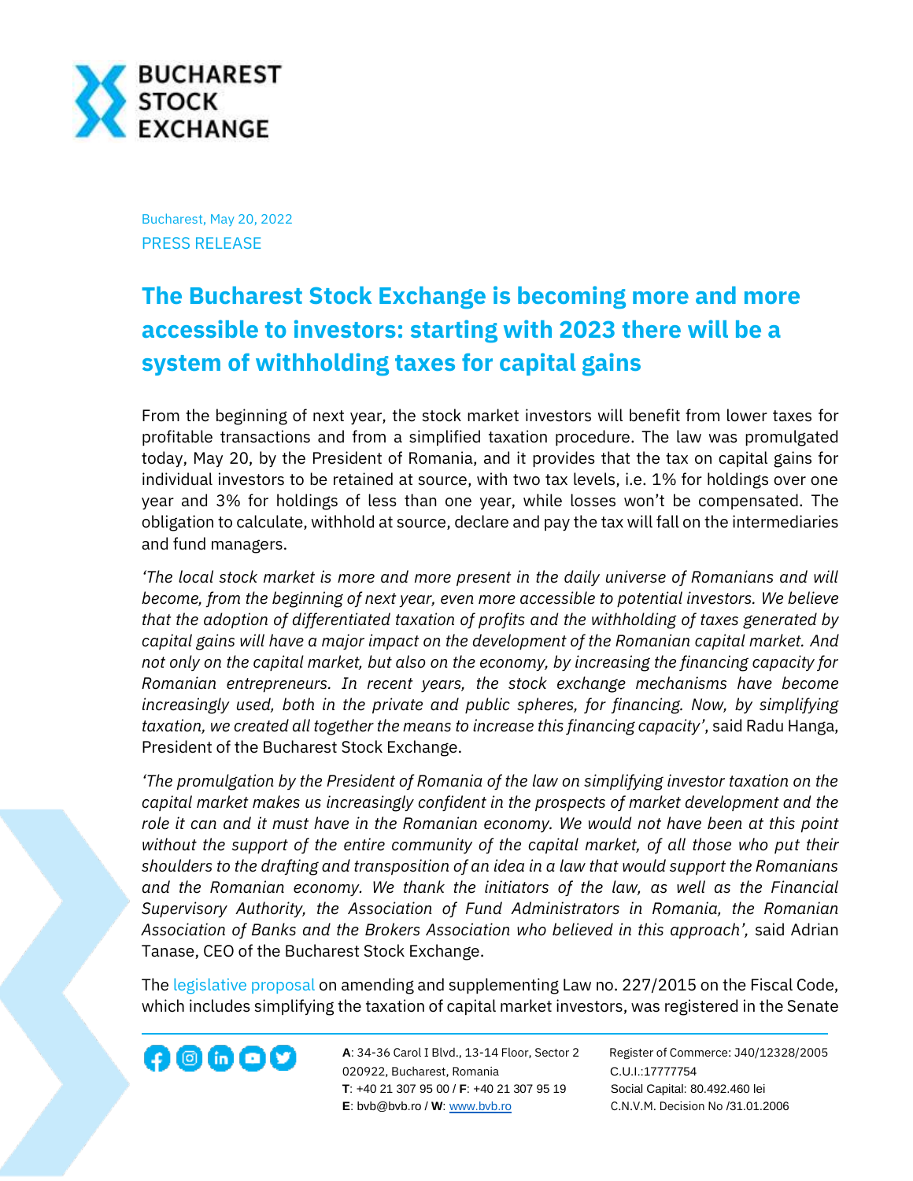**BUCHAREST STOCK EXCHANGE**

Bucharest, May 20, 2022

PRESS RELEASE

# The Bucharest Stock Exchange is becoming more and more accessible to investors: starting with 2023 there will be a system of withholding taxes for capital gains

From the beginning of next year, the stock market investors will benefit from lower taxes for profitable transactions and from a simplified taxation procedure. The law was promulgated today, May 20, by the President of Romania, and it provides that the tax on capital gains for individual investors to be retained at source, with two tax levels, i.e. 1% for holdings over one year and 3% for holdings of less than one year, while losses won't be compensated. The obligation to calculate, withhold at source, declare and pay the tax will fall on the intermediaries and fund managers.

*'The local stock market is more and more present in the daily universe of Romanians and will become, from the beginning of next year, even more accessible to potential investors. We believe that the adoption of differentiated taxation of profits and the withholding of taxes generated by capital gains will have a major impact on the development of the Romanian capital market. And not only on the capital market, but also on the economy, by increasing the financing capacity for Romanian entrepreneurs. In recent years, the stock exchange mechanisms have become increasingly used, both in the private and public spheres, for financing. Now, by simplifying taxation, we created all together the means to increase this financing capacity'*, said Radu Hanga, President of the Bucharest Stock Exchange.

*'The promulgation by the President of Romania of the law on simplifying investor taxation on the capital market makes us increasingly confident in the prospects of market development and the role it can and it must have in the Romanian economy. We would not have been at this point without the support of the entire community of the capital market, of all those who put their shoulders to the drafting and transposition of an idea in a law that would support the Romanians and the Romanian economy. We thank the initiators of the law, as well as the Financial Supervisory Authority, the Association of Fund Administrators in Romania, the Romanian Association of Banks and the Brokers Association who believed in this approach',* said Adrian Tanase, CEO of the Bucharest Stock Exchange.

The legislative proposal on amending and supplementing Law no. 227/2015 on the Fiscal Code, which includes simplifying the taxation of capital market investors, was registered in the Senate

**A**: 34-36 Carol I Blvd., 13-14 Floor, Sector 2
020922, Bucharest, Romania
**T**: +40 21 307 95 00 / **F**: +40 21 307 95 19
**E**: bvb@bvb.ro / **W**: www.bvb.ro

Register of Commerce: J40/12328/2005
C.U.I.:17777754
Social Capital: 80.492.460 lei
C.N.V.M. Decision No /31.01.2006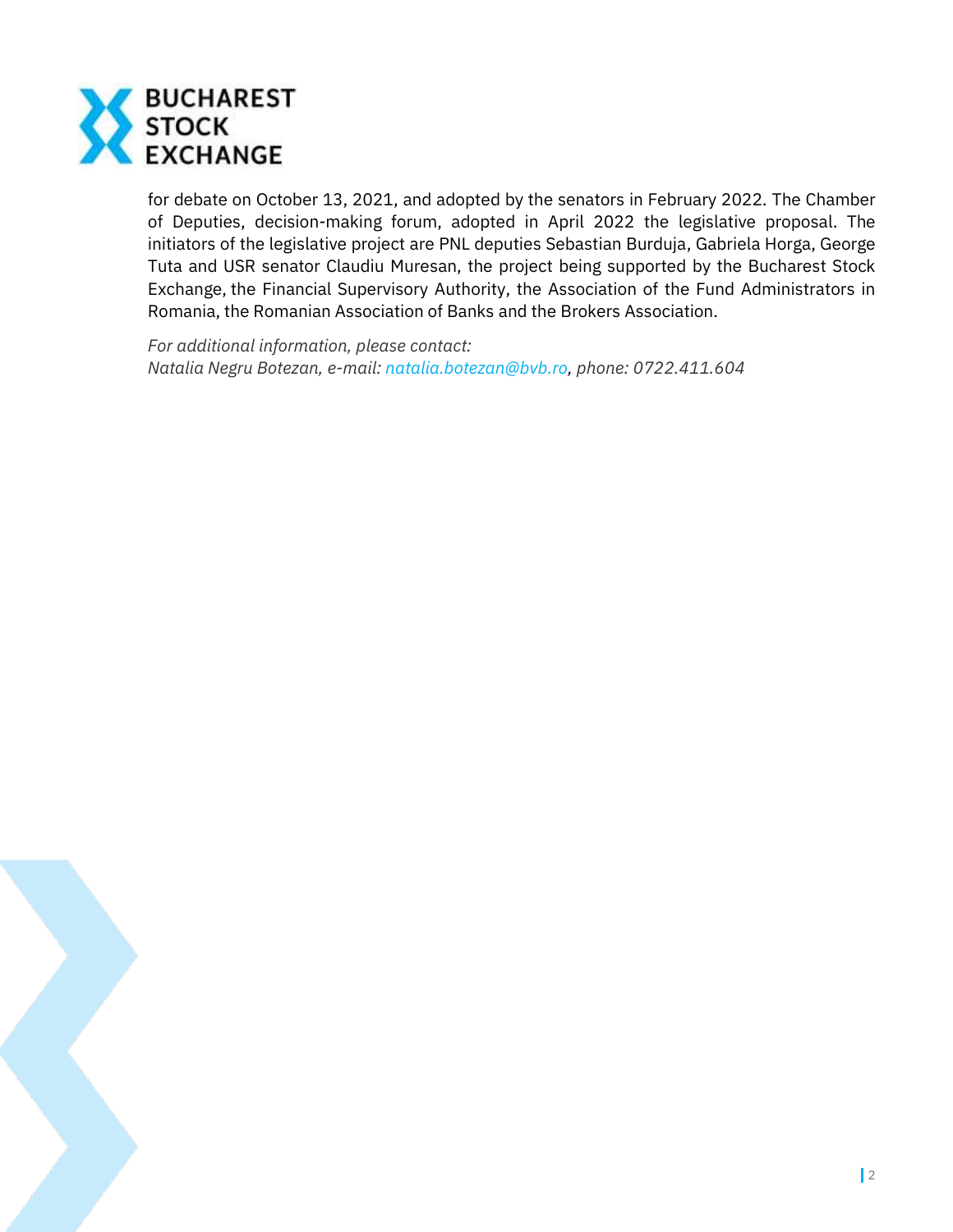for debate on October 13, 2021, and adopted by the senators in February 2022. The Chamber of Deputies, decision-making forum, adopted in April 2022 the legislative proposal. The initiators of the legislative project are PNL deputies Sebastian Burduja, Gabriela Horga, George Tuta and USR senator Claudiu Muresan, the project being supported by the Bucharest Stock Exchange, the Financial Supervisory Authority, the Association of the Fund Administrators in Romania, the Romanian Association of Banks and the Brokers Association.

*For additional information, please contact:*
*Natalia Negru Botezan, e-mail: natalia.botezan@bvb.ro, phone: 0722.411.604*